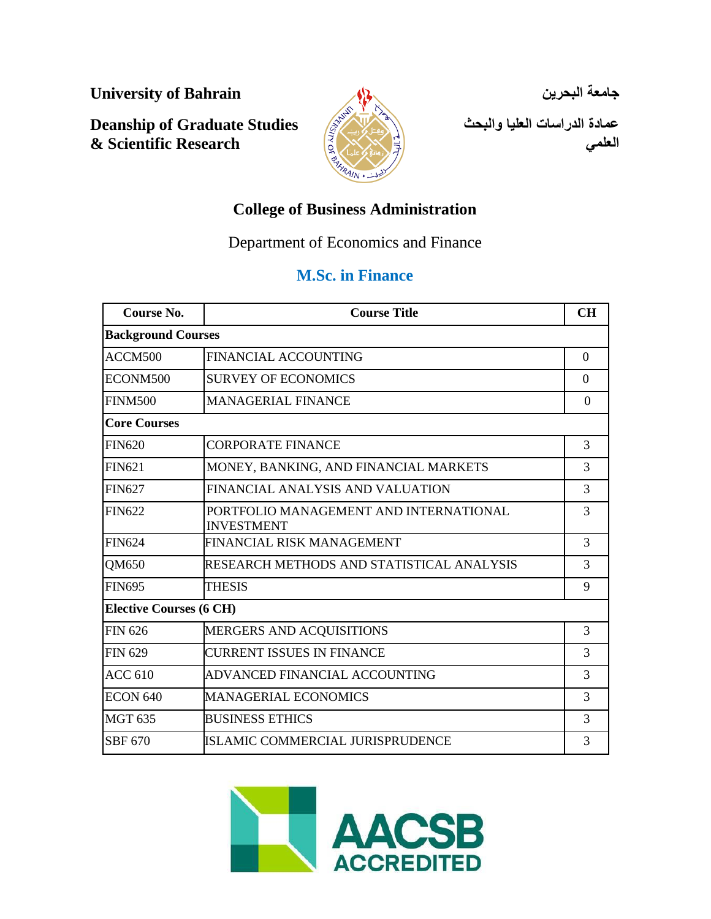**University of Bahrain**

**جامعة البحرين**

**Deanship of Graduate Studies & Scientific Research**

**عمادة الدراسات العليا والبحث العلمي**

## College of Business Administration

Department of Economics and Finance

### M.Sc. in Finance

| Course No. | Course Title | CH |
|---|---|---|
| **Background Courses** | | |
| ACCM500 | FINANCIAL ACCOUNTING | 0 |
| ECONM500 | SURVEY OF ECONOMICS | 0 |
| FINM500 | MANAGERIAL FINANCE | 0 |
| **Core Courses** | | |
| FIN620 | CORPORATE FINANCE | 3 |
| FIN621 | MONEY, BANKING, AND FINANCIAL MARKETS | 3 |
| FIN627 | FINANCIAL ANALYSIS AND VALUATION | 3 |
| FIN622 | PORTFOLIO MANAGEMENT AND INTERNATIONAL INVESTMENT | 3 |
| FIN624 | FINANCIAL RISK MANAGEMENT | 3 |
| QM650 | RESEARCH METHODS AND STATISTICAL ANALYSIS | 3 |
| FIN695 | THESIS | 9 |
| **Elective Courses (6 CH)** | | |
| FIN 626 | MERGERS AND ACQUISITIONS | 3 |
| FIN 629 | CURRENT ISSUES IN FINANCE | 3 |
| ACC 610 | ADVANCED FINANCIAL ACCOUNTING | 3 |
| ECON 640 | MANAGERIAL ECONOMICS | 3 |
| MGT 635 | BUSINESS ETHICS | 3 |
| SBF 670 | ISLAMIC COMMERCIAL JURISPRUDENCE | 3 |

AACSB ACCREDITED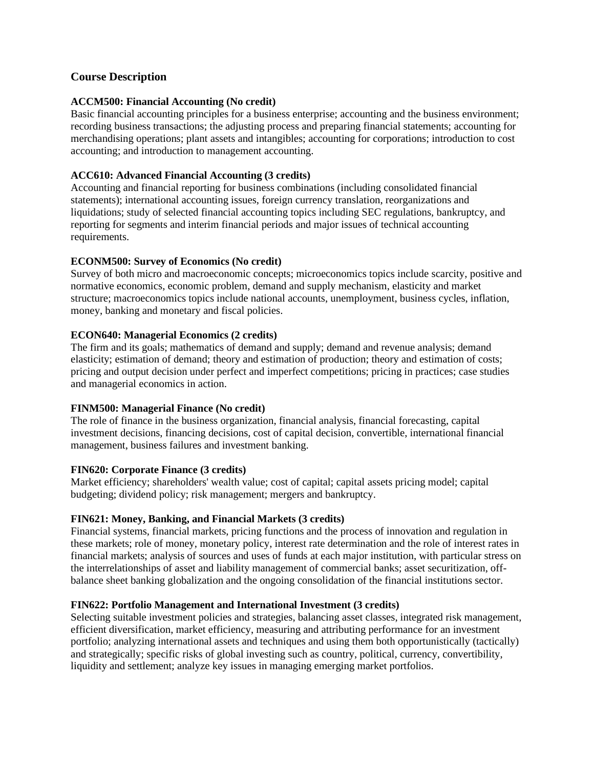## Course Description

**ACCM500: Financial Accounting (No credit)**
Basic financial accounting principles for a business enterprise; accounting and the business environment; recording business transactions; the adjusting process and preparing financial statements; accounting for merchandising operations; plant assets and intangibles; accounting for corporations; introduction to cost accounting; and introduction to management accounting.

**ACC610: Advanced Financial Accounting (3 credits)**
Accounting and financial reporting for business combinations (including consolidated financial statements); international accounting issues, foreign currency translation, reorganizations and liquidations; study of selected financial accounting topics including SEC regulations, bankruptcy, and reporting for segments and interim financial periods and major issues of technical accounting requirements.

**ECONM500: Survey of Economics (No credit)**
Survey of both micro and macroeconomic concepts; microeconomics topics include scarcity, positive and normative economics, economic problem, demand and supply mechanism, elasticity and market structure; macroeconomics topics include national accounts, unemployment, business cycles, inflation, money, banking and monetary and fiscal policies.

**ECON640: Managerial Economics (2 credits)**
The firm and its goals; mathematics of demand and supply; demand and revenue analysis; demand elasticity; estimation of demand; theory and estimation of production; theory and estimation of costs; pricing and output decision under perfect and imperfect competitions; pricing in practices; case studies and managerial economics in action.

**FINM500: Managerial Finance (No credit)**
The role of finance in the business organization, financial analysis, financial forecasting, capital investment decisions, financing decisions, cost of capital decision, convertible, international financial management, business failures and investment banking.

**FIN620: Corporate Finance (3 credits)**
Market efficiency; shareholders' wealth value; cost of capital; capital assets pricing model; capital budgeting; dividend policy; risk management; mergers and bankruptcy.

**FIN621: Money, Banking, and Financial Markets (3 credits)**
Financial systems, financial markets, pricing functions and the process of innovation and regulation in these markets; role of money, monetary policy, interest rate determination and the role of interest rates in financial markets; analysis of sources and uses of funds at each major institution, with particular stress on the interrelationships of asset and liability management of commercial banks; asset securitization, off-balance sheet banking globalization and the ongoing consolidation of the financial institutions sector.

**FIN622: Portfolio Management and International Investment (3 credits)**
Selecting suitable investment policies and strategies, balancing asset classes, integrated risk management, efficient diversification, market efficiency, measuring and attributing performance for an investment portfolio; analyzing international assets and techniques and using them both opportunistically (tactically) and strategically; specific risks of global investing such as country, political, currency, convertibility, liquidity and settlement; analyze key issues in managing emerging market portfolios.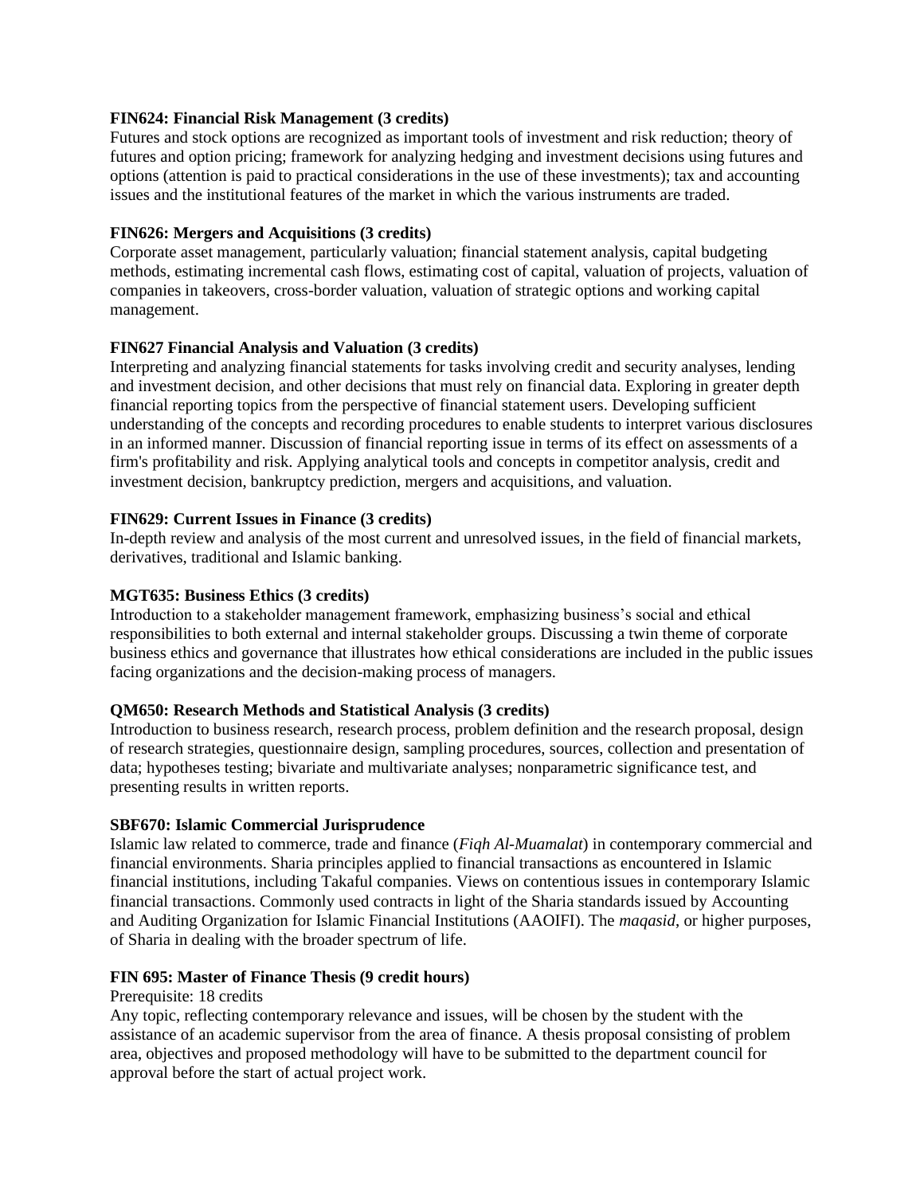**FIN624: Financial Risk Management (3 credits)**
Futures and stock options are recognized as important tools of investment and risk reduction; theory of futures and option pricing; framework for analyzing hedging and investment decisions using futures and options (attention is paid to practical considerations in the use of these investments); tax and accounting issues and the institutional features of the market in which the various instruments are traded.

**FIN626: Mergers and Acquisitions (3 credits)**
Corporate asset management, particularly valuation; financial statement analysis, capital budgeting methods, estimating incremental cash flows, estimating cost of capital, valuation of projects, valuation of companies in takeovers, cross-border valuation, valuation of strategic options and working capital management.

**FIN627 Financial Analysis and Valuation (3 credits)**
Interpreting and analyzing financial statements for tasks involving credit and security analyses, lending and investment decision, and other decisions that must rely on financial data. Exploring in greater depth financial reporting topics from the perspective of financial statement users. Developing sufficient understanding of the concepts and recording procedures to enable students to interpret various disclosures in an informed manner. Discussion of financial reporting issue in terms of its effect on assessments of a firm's profitability and risk. Applying analytical tools and concepts in competitor analysis, credit and investment decision, bankruptcy prediction, mergers and acquisitions, and valuation.

**FIN629: Current Issues in Finance (3 credits)**
In-depth review and analysis of the most current and unresolved issues, in the field of financial markets, derivatives, traditional and Islamic banking.

**MGT635: Business Ethics (3 credits)**
Introduction to a stakeholder management framework, emphasizing business's social and ethical responsibilities to both external and internal stakeholder groups. Discussing a twin theme of corporate business ethics and governance that illustrates how ethical considerations are included in the public issues facing organizations and the decision-making process of managers.

**QM650: Research Methods and Statistical Analysis (3 credits)**
Introduction to business research, research process, problem definition and the research proposal, design of research strategies, questionnaire design, sampling procedures, sources, collection and presentation of data; hypotheses testing; bivariate and multivariate analyses; nonparametric significance test, and presenting results in written reports.

**SBF670: Islamic Commercial Jurisprudence**
Islamic law related to commerce, trade and finance (*Fiqh Al-Muamalat*) in contemporary commercial and financial environments. Sharia principles applied to financial transactions as encountered in Islamic financial institutions, including Takaful companies. Views on contentious issues in contemporary Islamic financial transactions. Commonly used contracts in light of the Sharia standards issued by Accounting and Auditing Organization for Islamic Financial Institutions (AAOIFI). The *maqasid*, or higher purposes, of Sharia in dealing with the broader spectrum of life.

**FIN 695: Master of Finance Thesis (9 credit hours)**
Prerequisite: 18 credits
Any topic, reflecting contemporary relevance and issues, will be chosen by the student with the assistance of an academic supervisor from the area of finance. A thesis proposal consisting of problem area, objectives and proposed methodology will have to be submitted to the department council for approval before the start of actual project work.